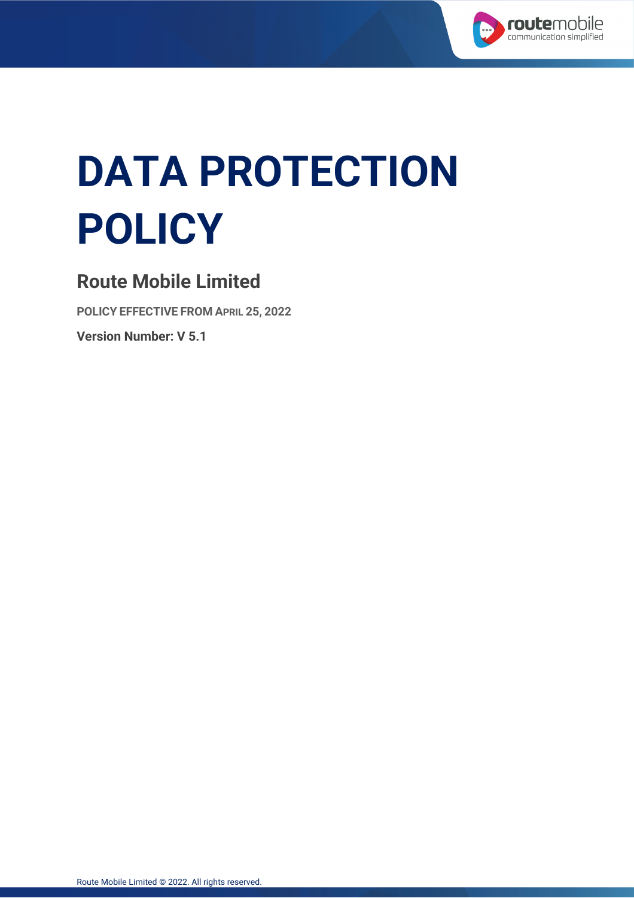# DATA PROTECTION POLICY

## Route Mobile Limited

**POLICY EFFECTIVE FROM APRIL 25, 2022**

**Version Number: V 5.1**

Route Mobile Limited © 2022. All rights reserved.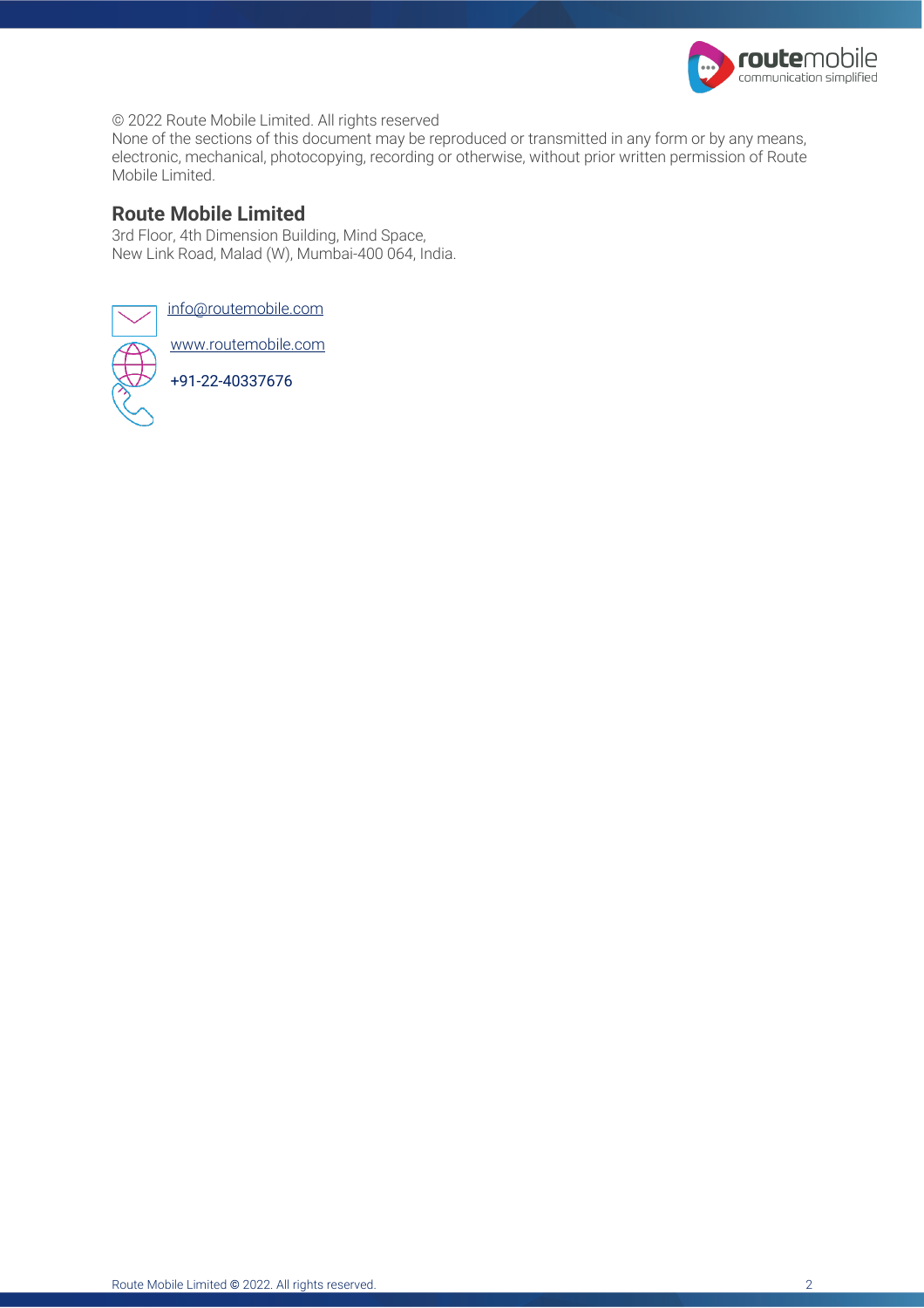© 2022 Route Mobile Limited. All rights reserved
None of the sections of this document may be reproduced or transmitted in any form or by any means, electronic, mechanical, photocopying, recording or otherwise, without prior written permission of Route Mobile Limited.

## Route Mobile Limited

3rd Floor, 4th Dimension Building, Mind Space,
New Link Road, Malad (W), Mumbai-400 064, India.

info@routemobile.com

www.routemobile.com

+91-22-40337676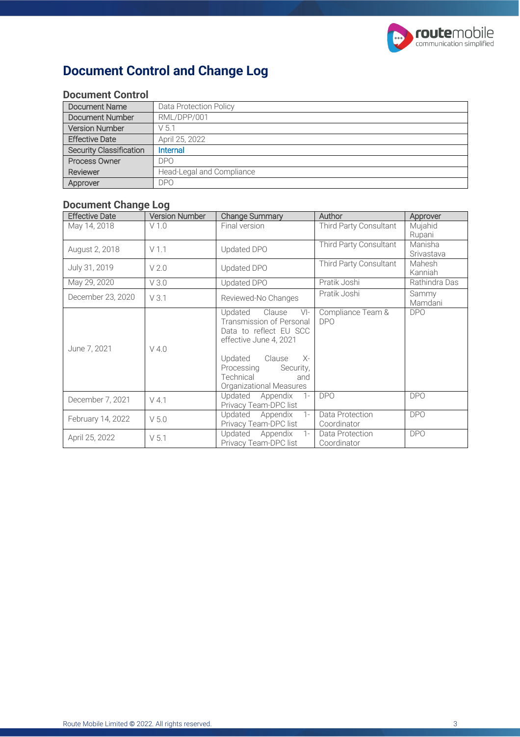# Document Control and Change Log

## Document Control

| Document Name | Data Protection Policy |
|---|---|
| Document Number | RML/DPP/001 |
| Version Number | V 5.1 |
| Effective Date | April 25, 2022 |
| Security Classification | Internal |
| Process Owner | DPO |
| Reviewer | Head-Legal and Compliance |
| Approver | DPO |

## Document Change Log

| Effective Date | Version Number | Change Summary | Author | Approver |
|---|---|---|---|---|
| May 14, 2018 | V 1.0 | Final version | Third Party Consultant | Mujahid Rupani |
| August 2, 2018 | V 1.1 | Updated DPO | Third Party Consultant | Manisha Srivastava |
| July 31, 2019 | V 2.0 | Updated DPO | Third Party Consultant | Mahesh Kanniah |
| May 29, 2020 | V 3.0 | Updated DPO | Pratik Joshi | Rathindra Das |
| December 23, 2020 | V 3.1 | Reviewed-No Changes | Pratik Joshi | Sammy Mamdani |
| June 7, 2021 | V 4.0 | Updated Clause VI-Transmission of Personal Data to reflect EU SCC effective June 4, 2021<br><br>Updated Clause X-Processing Security, Technical and Organizational Measures | Compliance Team & DPO | DPO |
| December 7, 2021 | V 4.1 | Updated Appendix 1-Privacy Team-DPC list | DPO | DPO |
| February 14, 2022 | V 5.0 | Updated Appendix 1-Privacy Team-DPC list | Data Protection Coordinator | DPO |
| April 25, 2022 | V 5.1 | Updated Appendix 1-Privacy Team-DPC list | Data Protection Coordinator | DPO |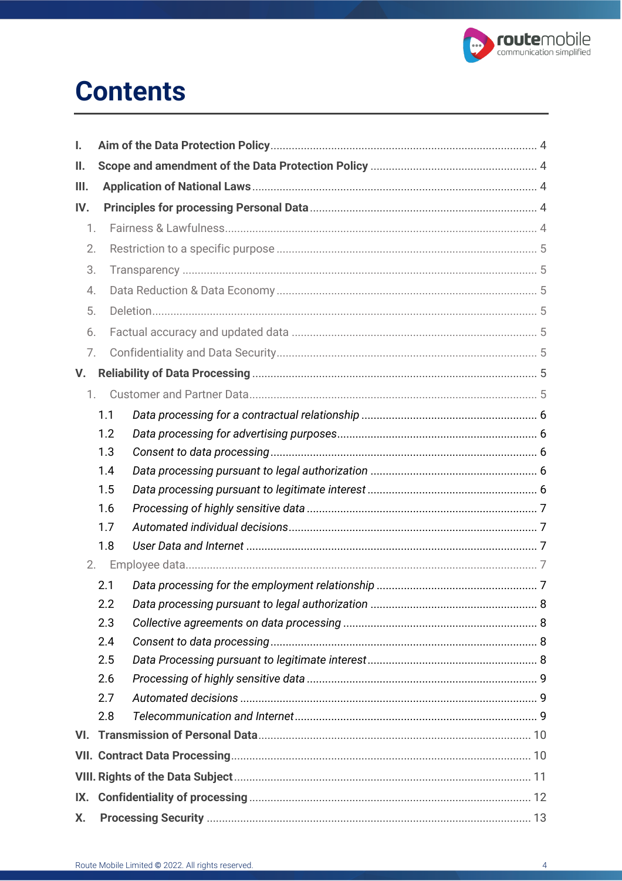# Contents

- **I. Aim of the Data Protection Policy** ... 4
- **II. Scope and amendment of the Data Protection Policy** ... 4
- **III. Application of National Laws** ... 4
- **IV. Principles for processing Personal Data** ... 4
  - 1. Fairness & Lawfulness ... 4
  - 2. Restriction to a specific purpose ... 5
  - 3. Transparency ... 5
  - 4. Data Reduction & Data Economy ... 5
  - 5. Deletion ... 5
  - 6. Factual accuracy and updated data ... 5
  - 7. Confidentiality and Data Security ... 5
- **V. Reliability of Data Processing** ... 5
  - 1. Customer and Partner Data ... 5
    - 1.1 *Data processing for a contractual relationship* ... 6
    - 1.2 *Data processing for advertising purposes* ... 6
    - 1.3 *Consent to data processing* ... 6
    - 1.4 *Data processing pursuant to legal authorization* ... 6
    - 1.5 *Data processing pursuant to legitimate interest* ... 6
    - 1.6 *Processing of highly sensitive data* ... 7
    - 1.7 *Automated individual decisions* ... 7
    - 1.8 *User Data and Internet* ... 7
  - 2. Employee data ... 7
    - 2.1 *Data processing for the employment relationship* ... 7
    - 2.2 *Data processing pursuant to legal authorization* ... 8
    - 2.3 *Collective agreements on data processing* ... 8
    - 2.4 *Consent to data processing* ... 8
    - 2.5 *Data Processing pursuant to legitimate interest* ... 8
    - 2.6 *Processing of highly sensitive data* ... 9
    - 2.7 *Automated decisions* ... 9
    - 2.8 *Telecommunication and Internet* ... 9
- **VI. Transmission of Personal Data** ... 10
- **VII. Contract Data Processing** ... 10
- **VIII. Rights of the Data Subject** ... 11
- **IX. Confidentiality of processing** ... 12
- **X. Processing Security** ... 13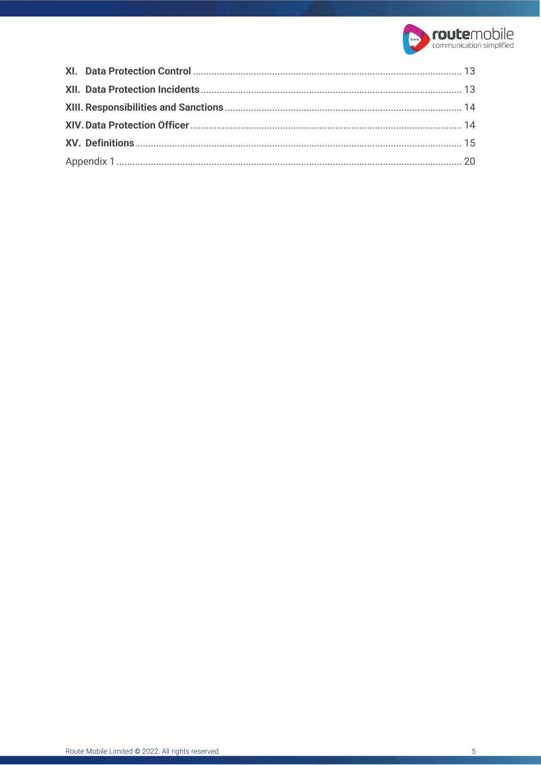**XI. Data Protection Control** .................................................................................................... 13

**XII. Data Protection Incidents** .................................................................................................. 13

**XIII. Responsibilities and Sanctions** ......................................................................................... 14

**XIV. Data Protection Officer** ...................................................................................................... 14

**XV. Definitions** .......................................................................................................................... 15

Appendix 1 .................................................................................................................................. 20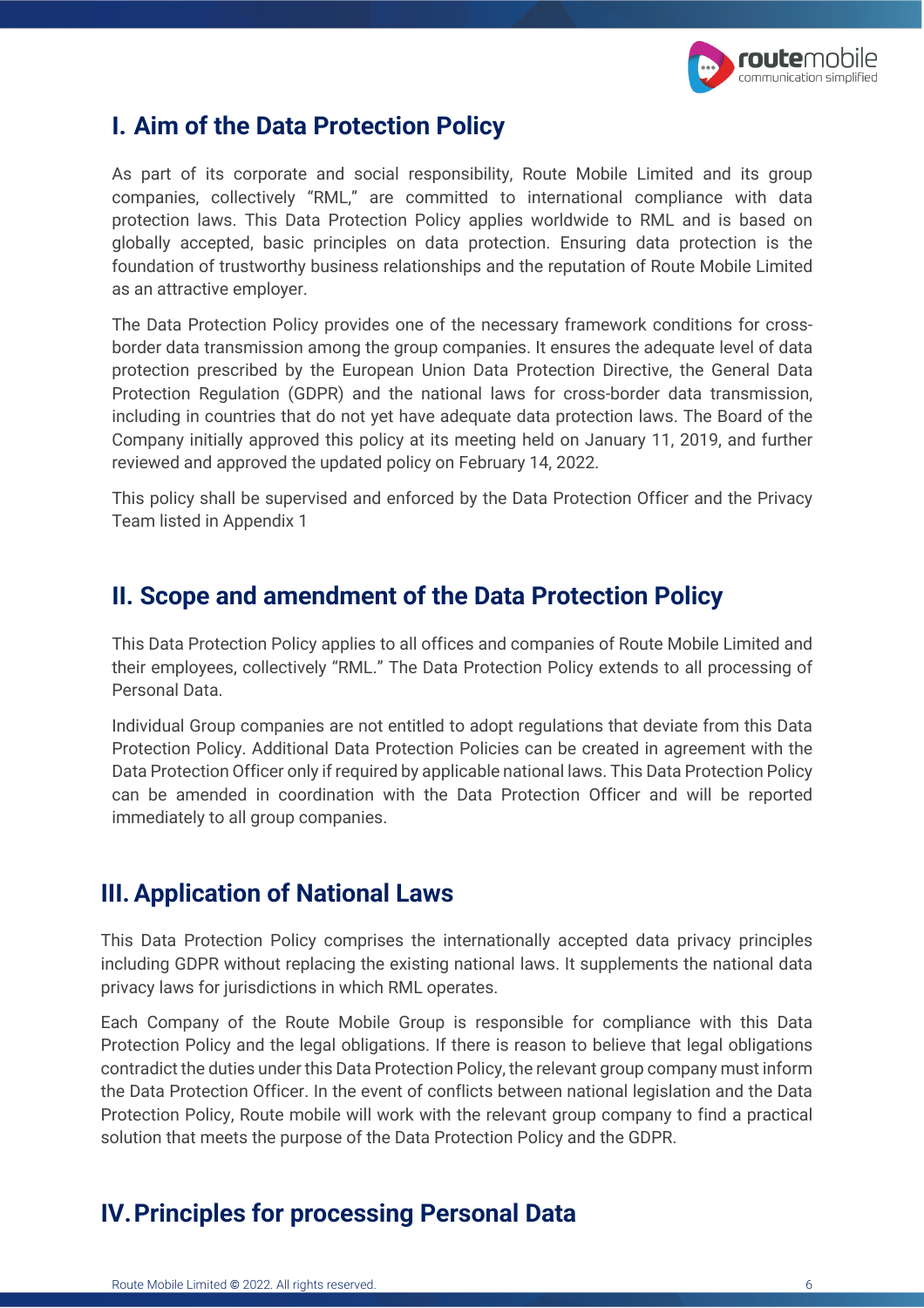# I. Aim of the Data Protection Policy

As part of its corporate and social responsibility, Route Mobile Limited and its group companies, collectively "RML," are committed to international compliance with data protection laws. This Data Protection Policy applies worldwide to RML and is based on globally accepted, basic principles on data protection. Ensuring data protection is the foundation of trustworthy business relationships and the reputation of Route Mobile Limited as an attractive employer.

The Data Protection Policy provides one of the necessary framework conditions for cross-border data transmission among the group companies. It ensures the adequate level of data protection prescribed by the European Union Data Protection Directive, the General Data Protection Regulation (GDPR) and the national laws for cross-border data transmission, including in countries that do not yet have adequate data protection laws. The Board of the Company initially approved this policy at its meeting held on January 11, 2019, and further reviewed and approved the updated policy on February 14, 2022.

This policy shall be supervised and enforced by the Data Protection Officer and the Privacy Team listed in Appendix 1

# II. Scope and amendment of the Data Protection Policy

This Data Protection Policy applies to all offices and companies of Route Mobile Limited and their employees, collectively "RML." The Data Protection Policy extends to all processing of Personal Data.

Individual Group companies are not entitled to adopt regulations that deviate from this Data Protection Policy. Additional Data Protection Policies can be created in agreement with the Data Protection Officer only if required by applicable national laws. This Data Protection Policy can be amended in coordination with the Data Protection Officer and will be reported immediately to all group companies.

# III. Application of National Laws

This Data Protection Policy comprises the internationally accepted data privacy principles including GDPR without replacing the existing national laws. It supplements the national data privacy laws for jurisdictions in which RML operates.

Each Company of the Route Mobile Group is responsible for compliance with this Data Protection Policy and the legal obligations. If there is reason to believe that legal obligations contradict the duties under this Data Protection Policy, the relevant group company must inform the Data Protection Officer. In the event of conflicts between national legislation and the Data Protection Policy, Route mobile will work with the relevant group company to find a practical solution that meets the purpose of the Data Protection Policy and the GDPR.

# IV. Principles for processing Personal Data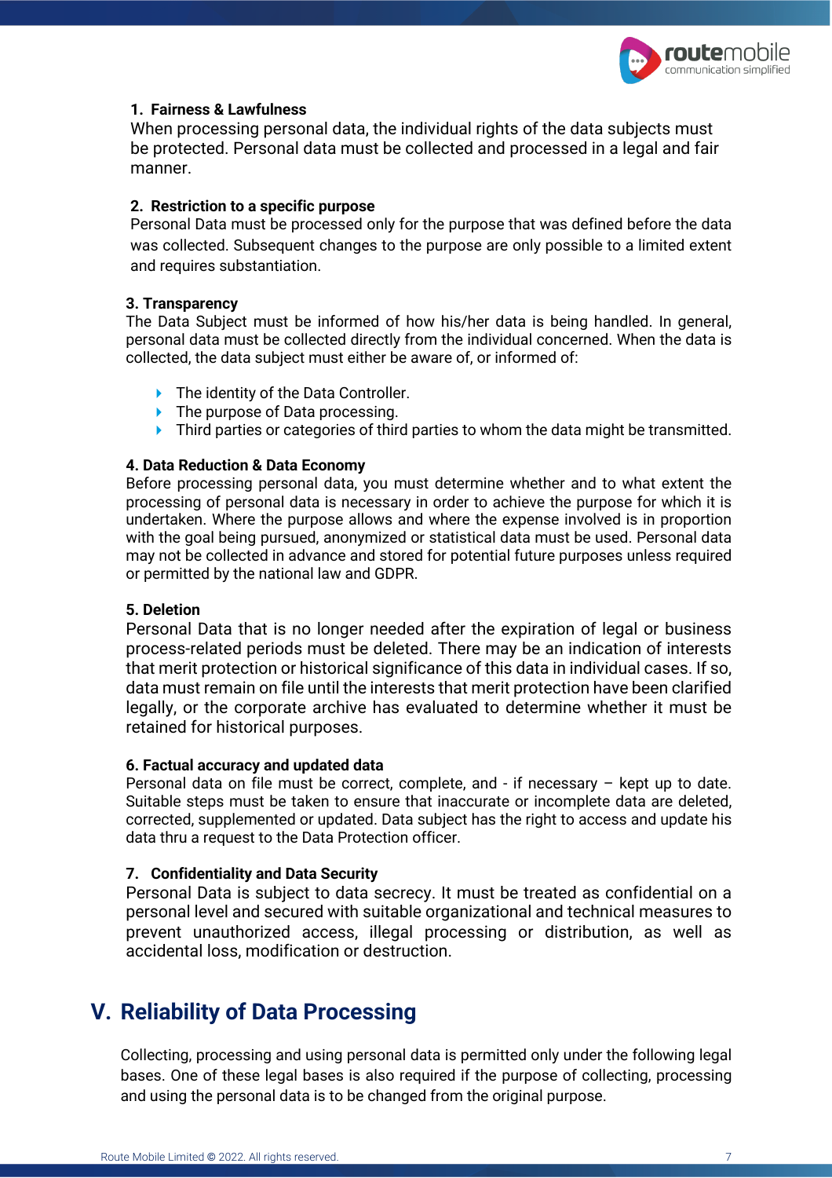### 1. Fairness & Lawfulness

When processing personal data, the individual rights of the data subjects must be protected. Personal data must be collected and processed in a legal and fair manner.

### 2. Restriction to a specific purpose

Personal Data must be processed only for the purpose that was defined before the data was collected. Subsequent changes to the purpose are only possible to a limited extent and requires substantiation.

### 3. Transparency

The Data Subject must be informed of how his/her data is being handled. In general, personal data must be collected directly from the individual concerned. When the data is collected, the data subject must either be aware of, or informed of:

- The identity of the Data Controller.
- The purpose of Data processing.
- Third parties or categories of third parties to whom the data might be transmitted.

### 4. Data Reduction & Data Economy

Before processing personal data, you must determine whether and to what extent the processing of personal data is necessary in order to achieve the purpose for which it is undertaken. Where the purpose allows and where the expense involved is in proportion with the goal being pursued, anonymized or statistical data must be used. Personal data may not be collected in advance and stored for potential future purposes unless required or permitted by the national law and GDPR.

### 5. Deletion

Personal Data that is no longer needed after the expiration of legal or business process-related periods must be deleted. There may be an indication of interests that merit protection or historical significance of this data in individual cases. If so, data must remain on file until the interests that merit protection have been clarified legally, or the corporate archive has evaluated to determine whether it must be retained for historical purposes.

### 6. Factual accuracy and updated data

Personal data on file must be correct, complete, and - if necessary – kept up to date. Suitable steps must be taken to ensure that inaccurate or incomplete data are deleted, corrected, supplemented or updated. Data subject has the right to access and update his data thru a request to the Data Protection officer.

### 7. Confidentiality and Data Security

Personal Data is subject to data secrecy. It must be treated as confidential on a personal level and secured with suitable organizational and technical measures to prevent unauthorized access, illegal processing or distribution, as well as accidental loss, modification or destruction.

## V. Reliability of Data Processing

Collecting, processing and using personal data is permitted only under the following legal bases. One of these legal bases is also required if the purpose of collecting, processing and using the personal data is to be changed from the original purpose.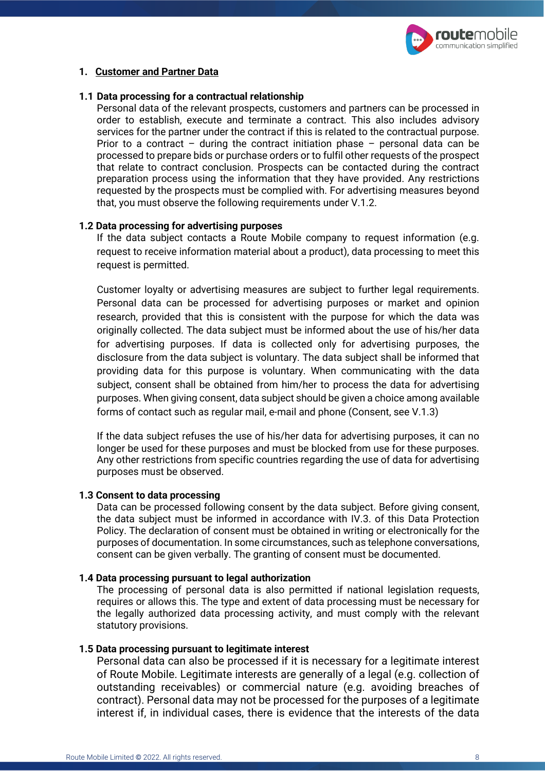## 1. Customer and Partner Data

### 1.1 Data processing for a contractual relationship

Personal data of the relevant prospects, customers and partners can be processed in order to establish, execute and terminate a contract. This also includes advisory services for the partner under the contract if this is related to the contractual purpose. Prior to a contract – during the contract initiation phase – personal data can be processed to prepare bids or purchase orders or to fulfil other requests of the prospect that relate to contract conclusion. Prospects can be contacted during the contract preparation process using the information that they have provided. Any restrictions requested by the prospects must be complied with. For advertising measures beyond that, you must observe the following requirements under V.1.2.

### 1.2 Data processing for advertising purposes

If the data subject contacts a Route Mobile company to request information (e.g. request to receive information material about a product), data processing to meet this request is permitted.

Customer loyalty or advertising measures are subject to further legal requirements. Personal data can be processed for advertising purposes or market and opinion research, provided that this is consistent with the purpose for which the data was originally collected. The data subject must be informed about the use of his/her data for advertising purposes. If data is collected only for advertising purposes, the disclosure from the data subject is voluntary. The data subject shall be informed that providing data for this purpose is voluntary. When communicating with the data subject, consent shall be obtained from him/her to process the data for advertising purposes. When giving consent, data subject should be given a choice among available forms of contact such as regular mail, e-mail and phone (Consent, see V.1.3)

If the data subject refuses the use of his/her data for advertising purposes, it can no longer be used for these purposes and must be blocked from use for these purposes. Any other restrictions from specific countries regarding the use of data for advertising purposes must be observed.

### 1.3 Consent to data processing

Data can be processed following consent by the data subject. Before giving consent, the data subject must be informed in accordance with IV.3. of this Data Protection Policy. The declaration of consent must be obtained in writing or electronically for the purposes of documentation. In some circumstances, such as telephone conversations, consent can be given verbally. The granting of consent must be documented.

### 1.4 Data processing pursuant to legal authorization

The processing of personal data is also permitted if national legislation requests, requires or allows this. The type and extent of data processing must be necessary for the legally authorized data processing activity, and must comply with the relevant statutory provisions.

### 1.5 Data processing pursuant to legitimate interest

Personal data can also be processed if it is necessary for a legitimate interest of Route Mobile. Legitimate interests are generally of a legal (e.g. collection of outstanding receivables) or commercial nature (e.g. avoiding breaches of contract). Personal data may not be processed for the purposes of a legitimate interest if, in individual cases, there is evidence that the interests of the data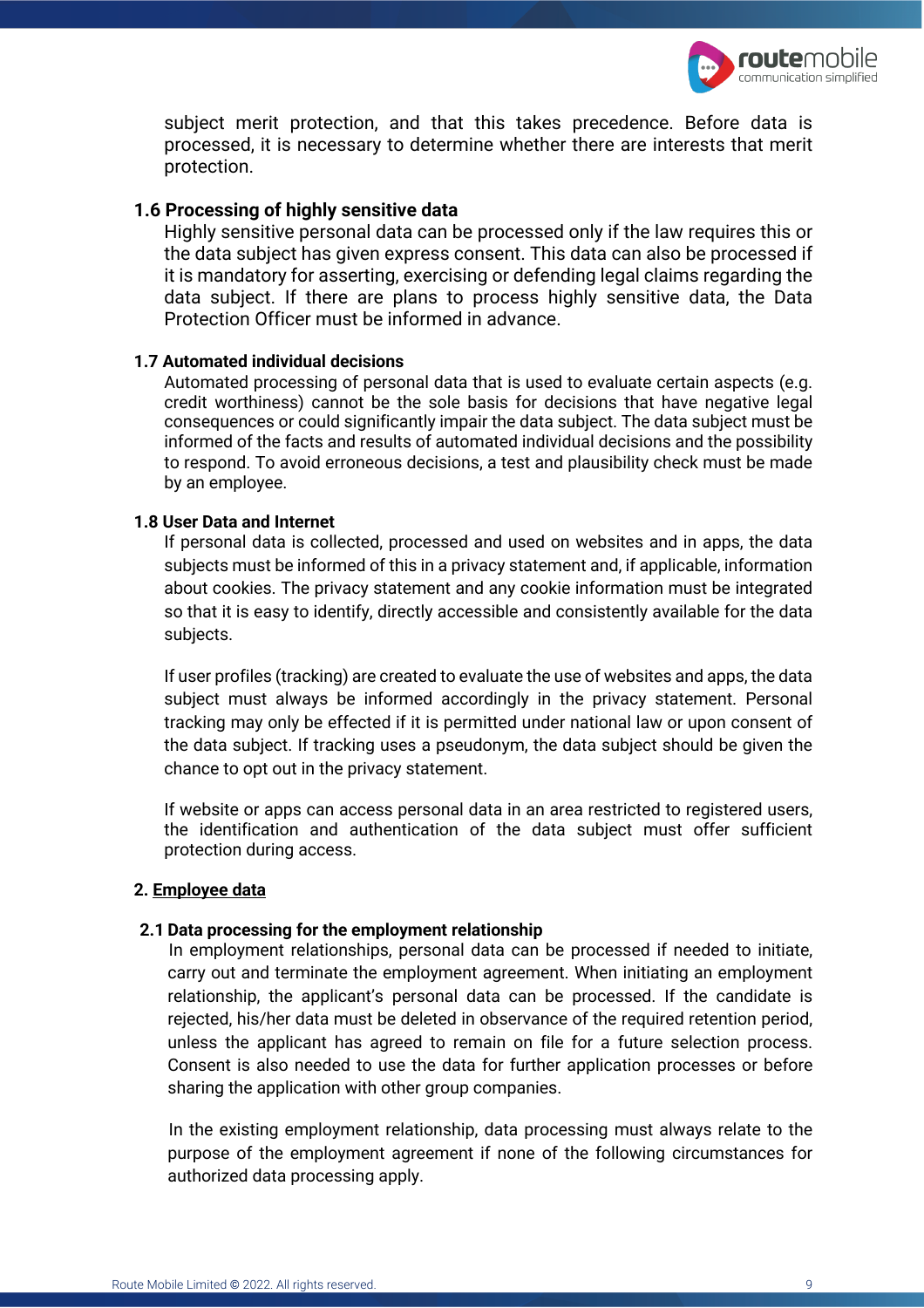subject merit protection, and that this takes precedence. Before data is processed, it is necessary to determine whether there are interests that merit protection.

### 1.6 Processing of highly sensitive data

Highly sensitive personal data can be processed only if the law requires this or the data subject has given express consent. This data can also be processed if it is mandatory for asserting, exercising or defending legal claims regarding the data subject. If there are plans to process highly sensitive data, the Data Protection Officer must be informed in advance.

### 1.7 Automated individual decisions

Automated processing of personal data that is used to evaluate certain aspects (e.g. credit worthiness) cannot be the sole basis for decisions that have negative legal consequences or could significantly impair the data subject. The data subject must be informed of the facts and results of automated individual decisions and the possibility to respond. To avoid erroneous decisions, a test and plausibility check must be made by an employee.

### 1.8 User Data and Internet

If personal data is collected, processed and used on websites and in apps, the data subjects must be informed of this in a privacy statement and, if applicable, information about cookies. The privacy statement and any cookie information must be integrated so that it is easy to identify, directly accessible and consistently available for the data subjects.

If user profiles (tracking) are created to evaluate the use of websites and apps, the data subject must always be informed accordingly in the privacy statement. Personal tracking may only be effected if it is permitted under national law or upon consent of the data subject. If tracking uses a pseudonym, the data subject should be given the chance to opt out in the privacy statement.

If website or apps can access personal data in an area restricted to registered users, the identification and authentication of the data subject must offer sufficient protection during access.

## 2. Employee data

### 2.1 Data processing for the employment relationship

In employment relationships, personal data can be processed if needed to initiate, carry out and terminate the employment agreement. When initiating an employment relationship, the applicant's personal data can be processed. If the candidate is rejected, his/her data must be deleted in observance of the required retention period, unless the applicant has agreed to remain on file for a future selection process. Consent is also needed to use the data for further application processes or before sharing the application with other group companies.

In the existing employment relationship, data processing must always relate to the purpose of the employment agreement if none of the following circumstances for authorized data processing apply.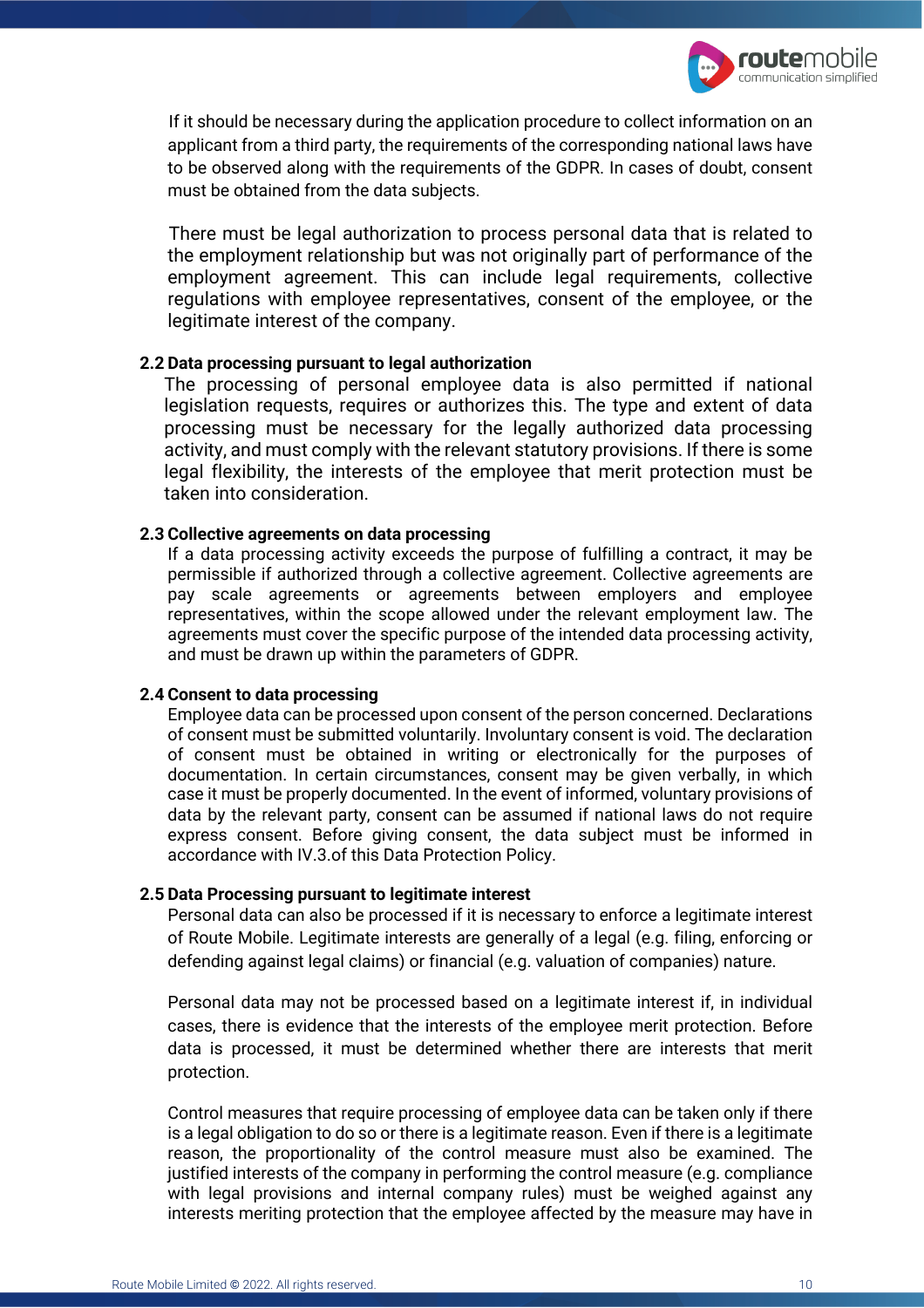If it should be necessary during the application procedure to collect information on an applicant from a third party, the requirements of the corresponding national laws have to be observed along with the requirements of the GDPR. In cases of doubt, consent must be obtained from the data subjects.

There must be legal authorization to process personal data that is related to the employment relationship but was not originally part of performance of the employment agreement. This can include legal requirements, collective regulations with employee representatives, consent of the employee, or the legitimate interest of the company.

### 2.2 Data processing pursuant to legal authorization

The processing of personal employee data is also permitted if national legislation requests, requires or authorizes this. The type and extent of data processing must be necessary for the legally authorized data processing activity, and must comply with the relevant statutory provisions. If there is some legal flexibility, the interests of the employee that merit protection must be taken into consideration.

### 2.3 Collective agreements on data processing

If a data processing activity exceeds the purpose of fulfilling a contract, it may be permissible if authorized through a collective agreement. Collective agreements are pay scale agreements or agreements between employers and employee representatives, within the scope allowed under the relevant employment law. The agreements must cover the specific purpose of the intended data processing activity, and must be drawn up within the parameters of GDPR.

### 2.4 Consent to data processing

Employee data can be processed upon consent of the person concerned. Declarations of consent must be submitted voluntarily. Involuntary consent is void. The declaration of consent must be obtained in writing or electronically for the purposes of documentation. In certain circumstances, consent may be given verbally, in which case it must be properly documented. In the event of informed, voluntary provisions of data by the relevant party, consent can be assumed if national laws do not require express consent. Before giving consent, the data subject must be informed in accordance with IV.3.of this Data Protection Policy.

### 2.5 Data Processing pursuant to legitimate interest

Personal data can also be processed if it is necessary to enforce a legitimate interest of Route Mobile. Legitimate interests are generally of a legal (e.g. filing, enforcing or defending against legal claims) or financial (e.g. valuation of companies) nature.

Personal data may not be processed based on a legitimate interest if, in individual cases, there is evidence that the interests of the employee merit protection. Before data is processed, it must be determined whether there are interests that merit protection.

Control measures that require processing of employee data can be taken only if there is a legal obligation to do so or there is a legitimate reason. Even if there is a legitimate reason, the proportionality of the control measure must also be examined. The justified interests of the company in performing the control measure (e.g. compliance with legal provisions and internal company rules) must be weighed against any interests meriting protection that the employee affected by the measure may have in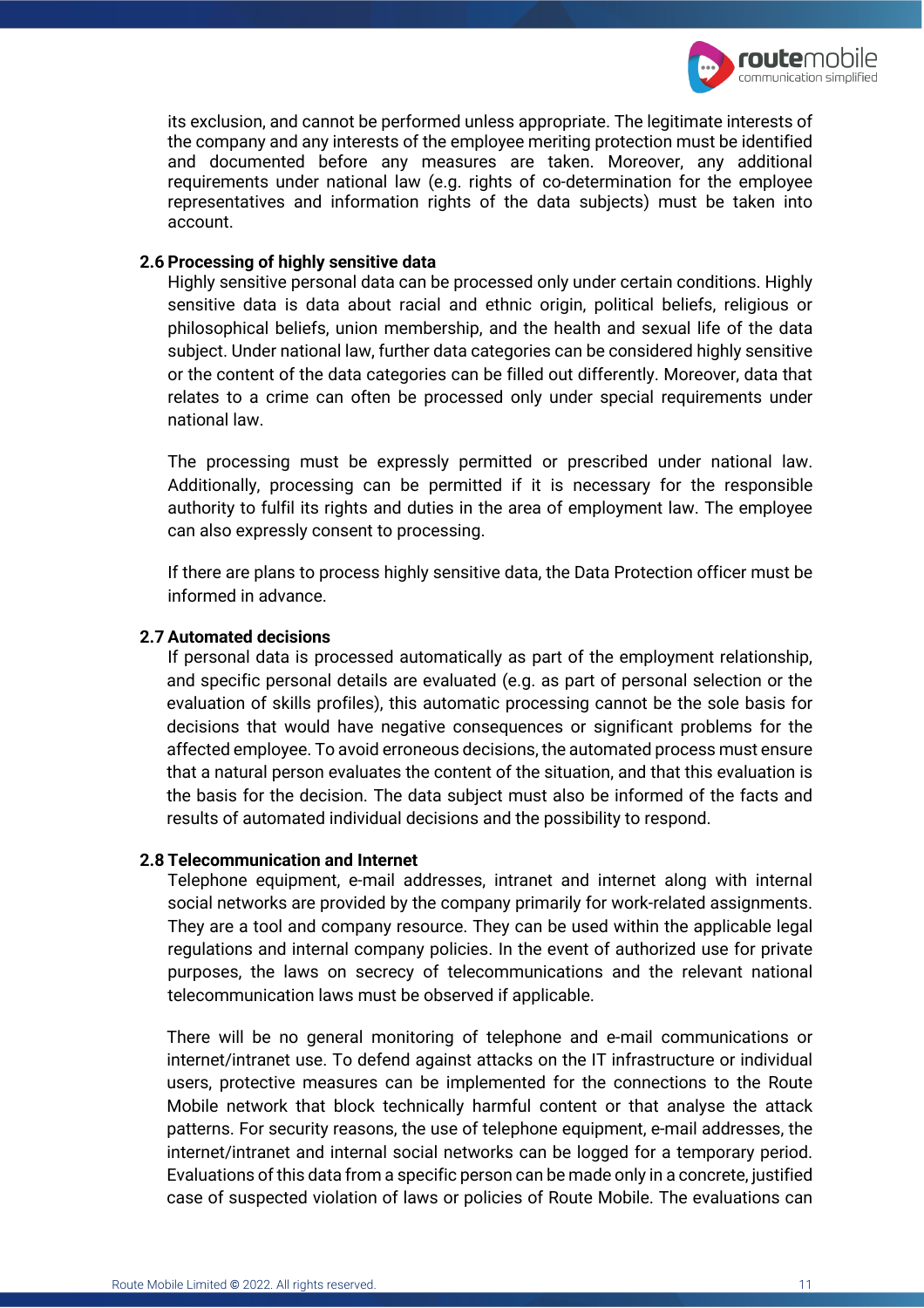its exclusion, and cannot be performed unless appropriate. The legitimate interests of the company and any interests of the employee meriting protection must be identified and documented before any measures are taken. Moreover, any additional requirements under national law (e.g. rights of co-determination for the employee representatives and information rights of the data subjects) must be taken into account.

### 2.6 Processing of highly sensitive data

Highly sensitive personal data can be processed only under certain conditions. Highly sensitive data is data about racial and ethnic origin, political beliefs, religious or philosophical beliefs, union membership, and the health and sexual life of the data subject. Under national law, further data categories can be considered highly sensitive or the content of the data categories can be filled out differently. Moreover, data that relates to a crime can often be processed only under special requirements under national law.

The processing must be expressly permitted or prescribed under national law. Additionally, processing can be permitted if it is necessary for the responsible authority to fulfil its rights and duties in the area of employment law. The employee can also expressly consent to processing.

If there are plans to process highly sensitive data, the Data Protection officer must be informed in advance.

### 2.7 Automated decisions

If personal data is processed automatically as part of the employment relationship, and specific personal details are evaluated (e.g. as part of personal selection or the evaluation of skills profiles), this automatic processing cannot be the sole basis for decisions that would have negative consequences or significant problems for the affected employee. To avoid erroneous decisions, the automated process must ensure that a natural person evaluates the content of the situation, and that this evaluation is the basis for the decision. The data subject must also be informed of the facts and results of automated individual decisions and the possibility to respond.

### 2.8 Telecommunication and Internet

Telephone equipment, e-mail addresses, intranet and internet along with internal social networks are provided by the company primarily for work-related assignments. They are a tool and company resource. They can be used within the applicable legal regulations and internal company policies. In the event of authorized use for private purposes, the laws on secrecy of telecommunications and the relevant national telecommunication laws must be observed if applicable.

There will be no general monitoring of telephone and e-mail communications or internet/intranet use. To defend against attacks on the IT infrastructure or individual users, protective measures can be implemented for the connections to the Route Mobile network that block technically harmful content or that analyse the attack patterns. For security reasons, the use of telephone equipment, e-mail addresses, the internet/intranet and internal social networks can be logged for a temporary period. Evaluations of this data from a specific person can be made only in a concrete, justified case of suspected violation of laws or policies of Route Mobile. The evaluations can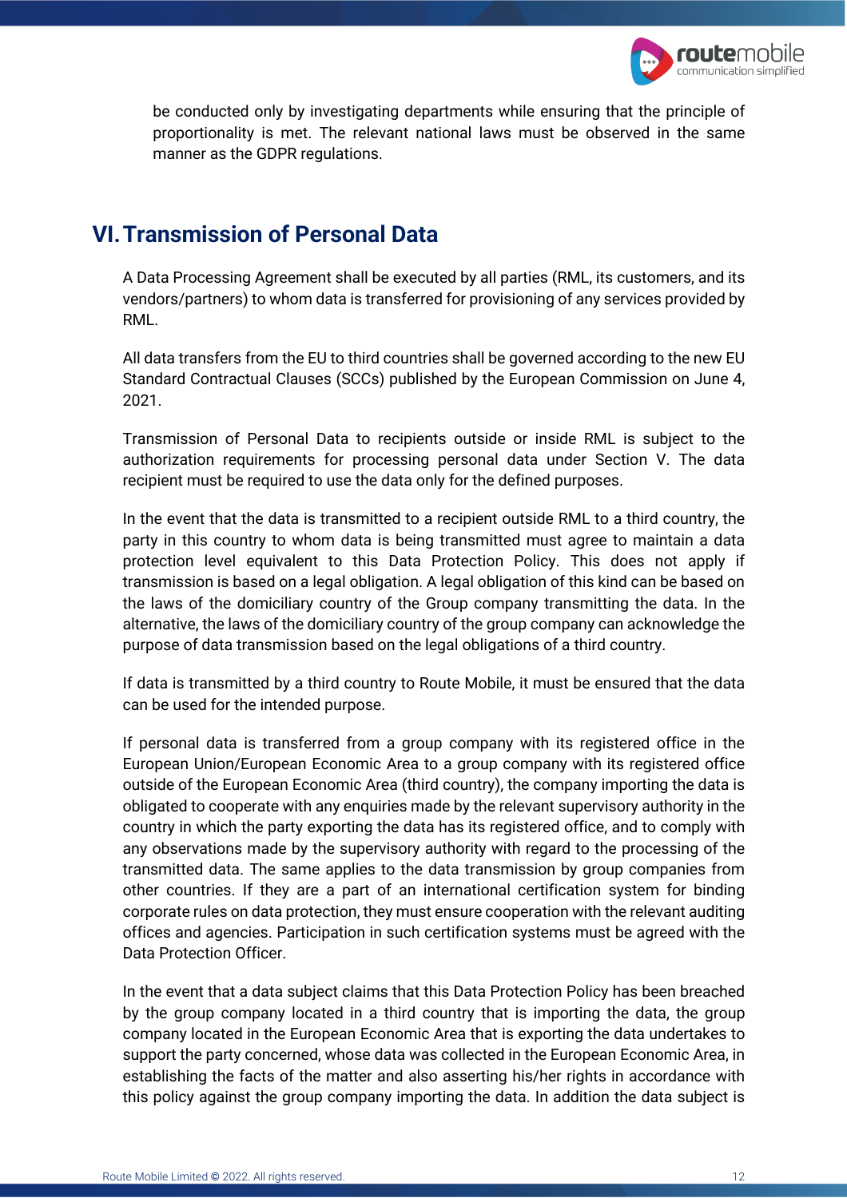be conducted only by investigating departments while ensuring that the principle of proportionality is met. The relevant national laws must be observed in the same manner as the GDPR regulations.

## VI. Transmission of Personal Data

A Data Processing Agreement shall be executed by all parties (RML, its customers, and its vendors/partners) to whom data is transferred for provisioning of any services provided by RML.

All data transfers from the EU to third countries shall be governed according to the new EU Standard Contractual Clauses (SCCs) published by the European Commission on June 4, 2021.

Transmission of Personal Data to recipients outside or inside RML is subject to the authorization requirements for processing personal data under Section V. The data recipient must be required to use the data only for the defined purposes.

In the event that the data is transmitted to a recipient outside RML to a third country, the party in this country to whom data is being transmitted must agree to maintain a data protection level equivalent to this Data Protection Policy. This does not apply if transmission is based on a legal obligation. A legal obligation of this kind can be based on the laws of the domiciliary country of the Group company transmitting the data. In the alternative, the laws of the domiciliary country of the group company can acknowledge the purpose of data transmission based on the legal obligations of a third country.

If data is transmitted by a third country to Route Mobile, it must be ensured that the data can be used for the intended purpose.

If personal data is transferred from a group company with its registered office in the European Union/European Economic Area to a group company with its registered office outside of the European Economic Area (third country), the company importing the data is obligated to cooperate with any enquiries made by the relevant supervisory authority in the country in which the party exporting the data has its registered office, and to comply with any observations made by the supervisory authority with regard to the processing of the transmitted data. The same applies to the data transmission by group companies from other countries. If they are a part of an international certification system for binding corporate rules on data protection, they must ensure cooperation with the relevant auditing offices and agencies. Participation in such certification systems must be agreed with the Data Protection Officer.

In the event that a data subject claims that this Data Protection Policy has been breached by the group company located in a third country that is importing the data, the group company located in the European Economic Area that is exporting the data undertakes to support the party concerned, whose data was collected in the European Economic Area, in establishing the facts of the matter and also asserting his/her rights in accordance with this policy against the group company importing the data. In addition the data subject is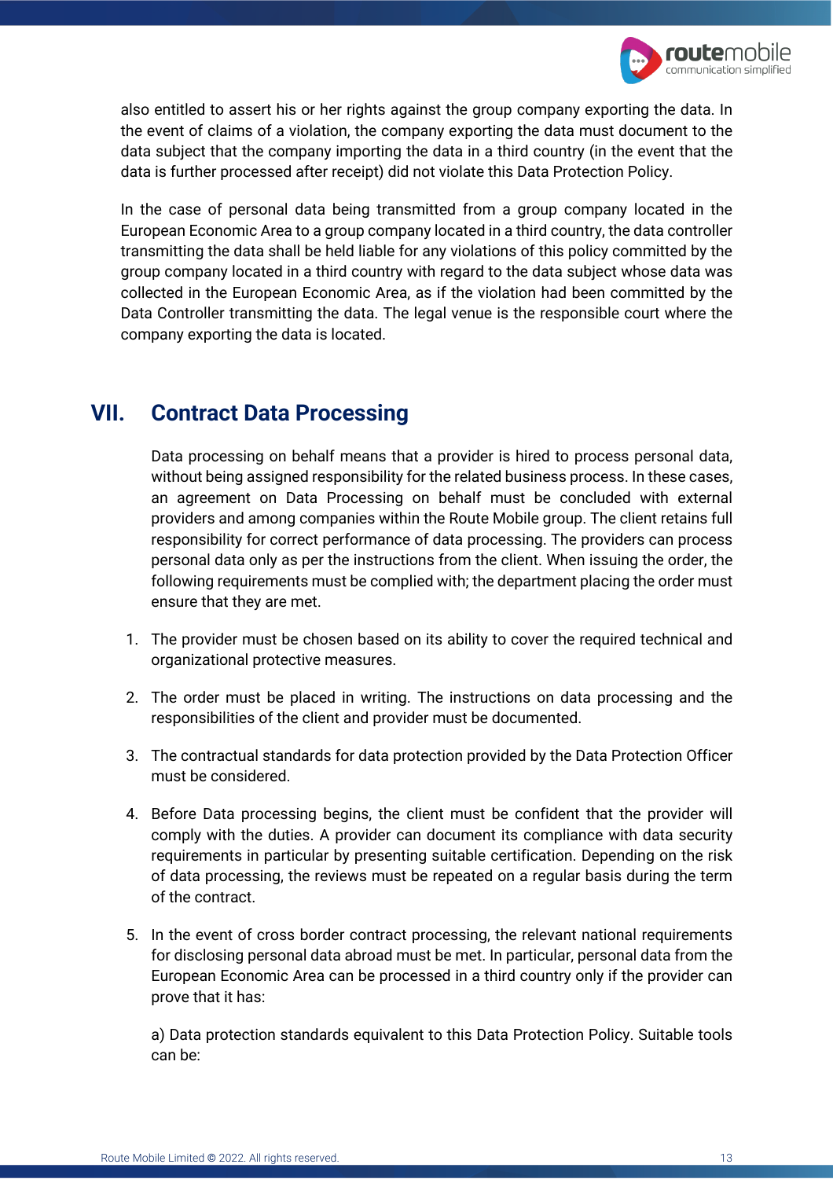also entitled to assert his or her rights against the group company exporting the data. In the event of claims of a violation, the company exporting the data must document to the data subject that the company importing the data in a third country (in the event that the data is further processed after receipt) did not violate this Data Protection Policy.

In the case of personal data being transmitted from a group company located in the European Economic Area to a group company located in a third country, the data controller transmitting the data shall be held liable for any violations of this policy committed by the group company located in a third country with regard to the data subject whose data was collected in the European Economic Area, as if the violation had been committed by the Data Controller transmitting the data. The legal venue is the responsible court where the company exporting the data is located.

## VII. Contract Data Processing

Data processing on behalf means that a provider is hired to process personal data, without being assigned responsibility for the related business process. In these cases, an agreement on Data Processing on behalf must be concluded with external providers and among companies within the Route Mobile group. The client retains full responsibility for correct performance of data processing. The providers can process personal data only as per the instructions from the client. When issuing the order, the following requirements must be complied with; the department placing the order must ensure that they are met.

1. The provider must be chosen based on its ability to cover the required technical and organizational protective measures.
2. The order must be placed in writing. The instructions on data processing and the responsibilities of the client and provider must be documented.
3. The contractual standards for data protection provided by the Data Protection Officer must be considered.
4. Before Data processing begins, the client must be confident that the provider will comply with the duties. A provider can document its compliance with data security requirements in particular by presenting suitable certification. Depending on the risk of data processing, the reviews must be repeated on a regular basis during the term of the contract.
5. In the event of cross border contract processing, the relevant national requirements for disclosing personal data abroad must be met. In particular, personal data from the European Economic Area can be processed in a third country only if the provider can prove that it has:

   a) Data protection standards equivalent to this Data Protection Policy. Suitable tools can be: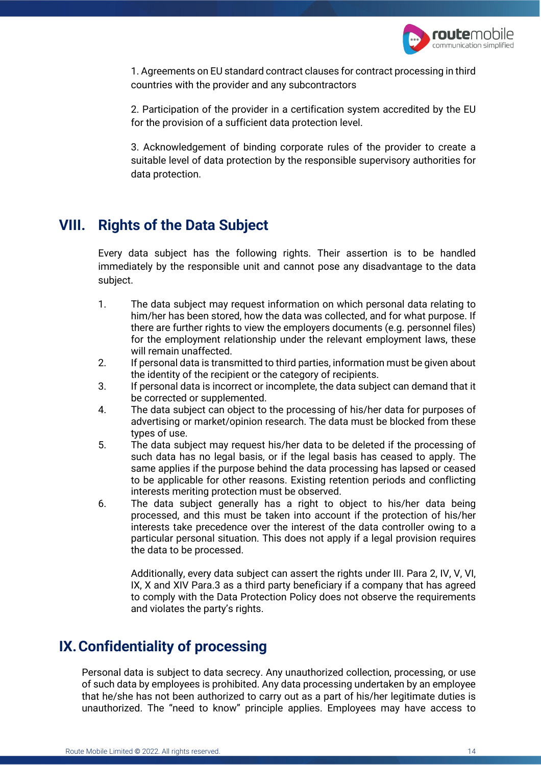1. Agreements on EU standard contract clauses for contract processing in third countries with the provider and any subcontractors

2. Participation of the provider in a certification system accredited by the EU for the provision of a sufficient data protection level.

3. Acknowledgement of binding corporate rules of the provider to create a suitable level of data protection by the responsible supervisory authorities for data protection.

## VIII. Rights of the Data Subject

Every data subject has the following rights. Their assertion is to be handled immediately by the responsible unit and cannot pose any disadvantage to the data subject.

1. The data subject may request information on which personal data relating to him/her has been stored, how the data was collected, and for what purpose. If there are further rights to view the employers documents (e.g. personnel files) for the employment relationship under the relevant employment laws, these will remain unaffected.
2. If personal data is transmitted to third parties, information must be given about the identity of the recipient or the category of recipients.
3. If personal data is incorrect or incomplete, the data subject can demand that it be corrected or supplemented.
4. The data subject can object to the processing of his/her data for purposes of advertising or market/opinion research. The data must be blocked from these types of use.
5. The data subject may request his/her data to be deleted if the processing of such data has no legal basis, or if the legal basis has ceased to apply. The same applies if the purpose behind the data processing has lapsed or ceased to be applicable for other reasons. Existing retention periods and conflicting interests meriting protection must be observed.
6. The data subject generally has a right to object to his/her data being processed, and this must be taken into account if the protection of his/her interests take precedence over the interest of the data controller owing to a particular personal situation. This does not apply if a legal provision requires the data to be processed.

   Additionally, every data subject can assert the rights under III. Para 2, IV, V, VI, IX, X and XIV Para.3 as a third party beneficiary if a company that has agreed to comply with the Data Protection Policy does not observe the requirements and violates the party's rights.

## IX. Confidentiality of processing

Personal data is subject to data secrecy. Any unauthorized collection, processing, or use of such data by employees is prohibited. Any data processing undertaken by an employee that he/she has not been authorized to carry out as a part of his/her legitimate duties is unauthorized. The "need to know" principle applies. Employees may have access to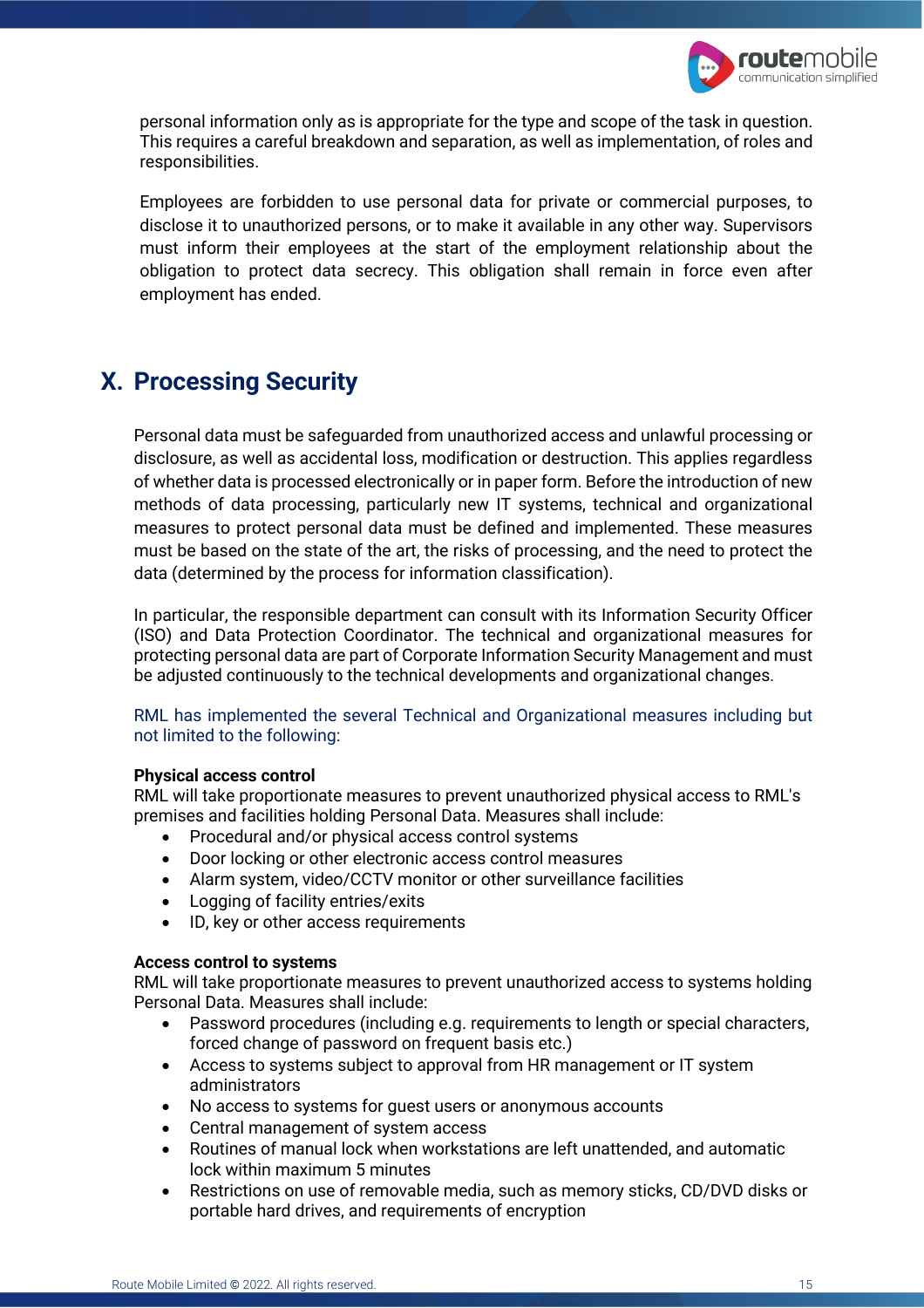personal information only as is appropriate for the type and scope of the task in question. This requires a careful breakdown and separation, as well as implementation, of roles and responsibilities.

Employees are forbidden to use personal data for private or commercial purposes, to disclose it to unauthorized persons, or to make it available in any other way. Supervisors must inform their employees at the start of the employment relationship about the obligation to protect data secrecy. This obligation shall remain in force even after employment has ended.

## X. Processing Security

Personal data must be safeguarded from unauthorized access and unlawful processing or disclosure, as well as accidental loss, modification or destruction. This applies regardless of whether data is processed electronically or in paper form. Before the introduction of new methods of data processing, particularly new IT systems, technical and organizational measures to protect personal data must be defined and implemented. These measures must be based on the state of the art, the risks of processing, and the need to protect the data (determined by the process for information classification).

In particular, the responsible department can consult with its Information Security Officer (ISO) and Data Protection Coordinator. The technical and organizational measures for protecting personal data are part of Corporate Information Security Management and must be adjusted continuously to the technical developments and organizational changes.

RML has implemented the several Technical and Organizational measures including but not limited to the following:

**Physical access control**
RML will take proportionate measures to prevent unauthorized physical access to RML's premises and facilities holding Personal Data. Measures shall include:

- Procedural and/or physical access control systems
- Door locking or other electronic access control measures
- Alarm system, video/CCTV monitor or other surveillance facilities
- Logging of facility entries/exits
- ID, key or other access requirements

**Access control to systems**
RML will take proportionate measures to prevent unauthorized access to systems holding Personal Data. Measures shall include:

- Password procedures (including e.g. requirements to length or special characters, forced change of password on frequent basis etc.)
- Access to systems subject to approval from HR management or IT system administrators
- No access to systems for guest users or anonymous accounts
- Central management of system access
- Routines of manual lock when workstations are left unattended, and automatic lock within maximum 5 minutes
- Restrictions on use of removable media, such as memory sticks, CD/DVD disks or portable hard drives, and requirements of encryption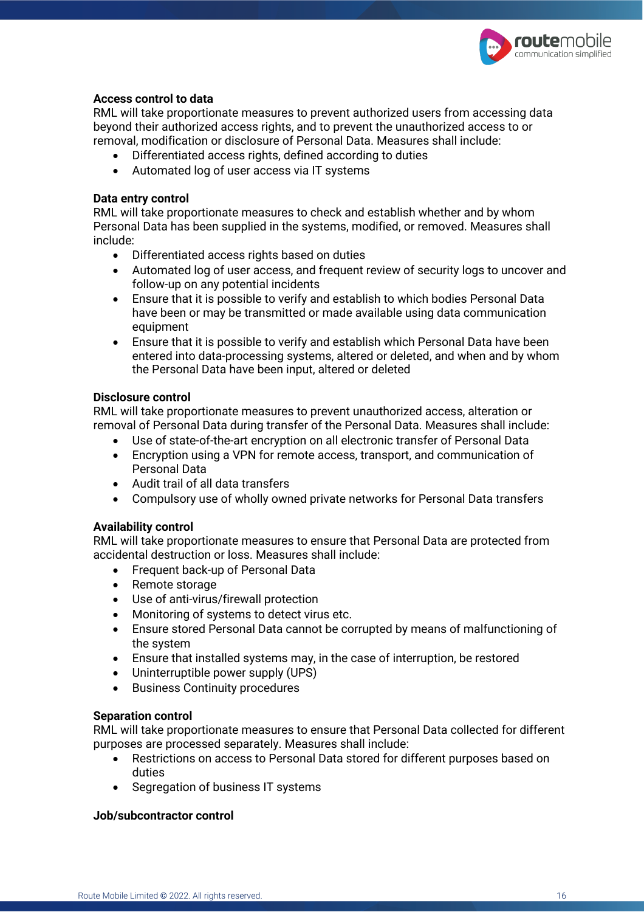**Access control to data**
RML will take proportionate measures to prevent authorized users from accessing data beyond their authorized access rights, and to prevent the unauthorized access to or removal, modification or disclosure of Personal Data. Measures shall include:

- Differentiated access rights, defined according to duties
- Automated log of user access via IT systems

**Data entry control**
RML will take proportionate measures to check and establish whether and by whom Personal Data has been supplied in the systems, modified, or removed. Measures shall include:

- Differentiated access rights based on duties
- Automated log of user access, and frequent review of security logs to uncover and follow-up on any potential incidents
- Ensure that it is possible to verify and establish to which bodies Personal Data have been or may be transmitted or made available using data communication equipment
- Ensure that it is possible to verify and establish which Personal Data have been entered into data-processing systems, altered or deleted, and when and by whom the Personal Data have been input, altered or deleted

**Disclosure control**
RML will take proportionate measures to prevent unauthorized access, alteration or removal of Personal Data during transfer of the Personal Data. Measures shall include:

- Use of state-of-the-art encryption on all electronic transfer of Personal Data
- Encryption using a VPN for remote access, transport, and communication of Personal Data
- Audit trail of all data transfers
- Compulsory use of wholly owned private networks for Personal Data transfers

**Availability control**
RML will take proportionate measures to ensure that Personal Data are protected from accidental destruction or loss. Measures shall include:

- Frequent back-up of Personal Data
- Remote storage
- Use of anti-virus/firewall protection
- Monitoring of systems to detect virus etc.
- Ensure stored Personal Data cannot be corrupted by means of malfunctioning of the system
- Ensure that installed systems may, in the case of interruption, be restored
- Uninterruptible power supply (UPS)
- Business Continuity procedures

**Separation control**
RML will take proportionate measures to ensure that Personal Data collected for different purposes are processed separately. Measures shall include:

- Restrictions on access to Personal Data stored for different purposes based on duties
- Segregation of business IT systems

**Job/subcontractor control**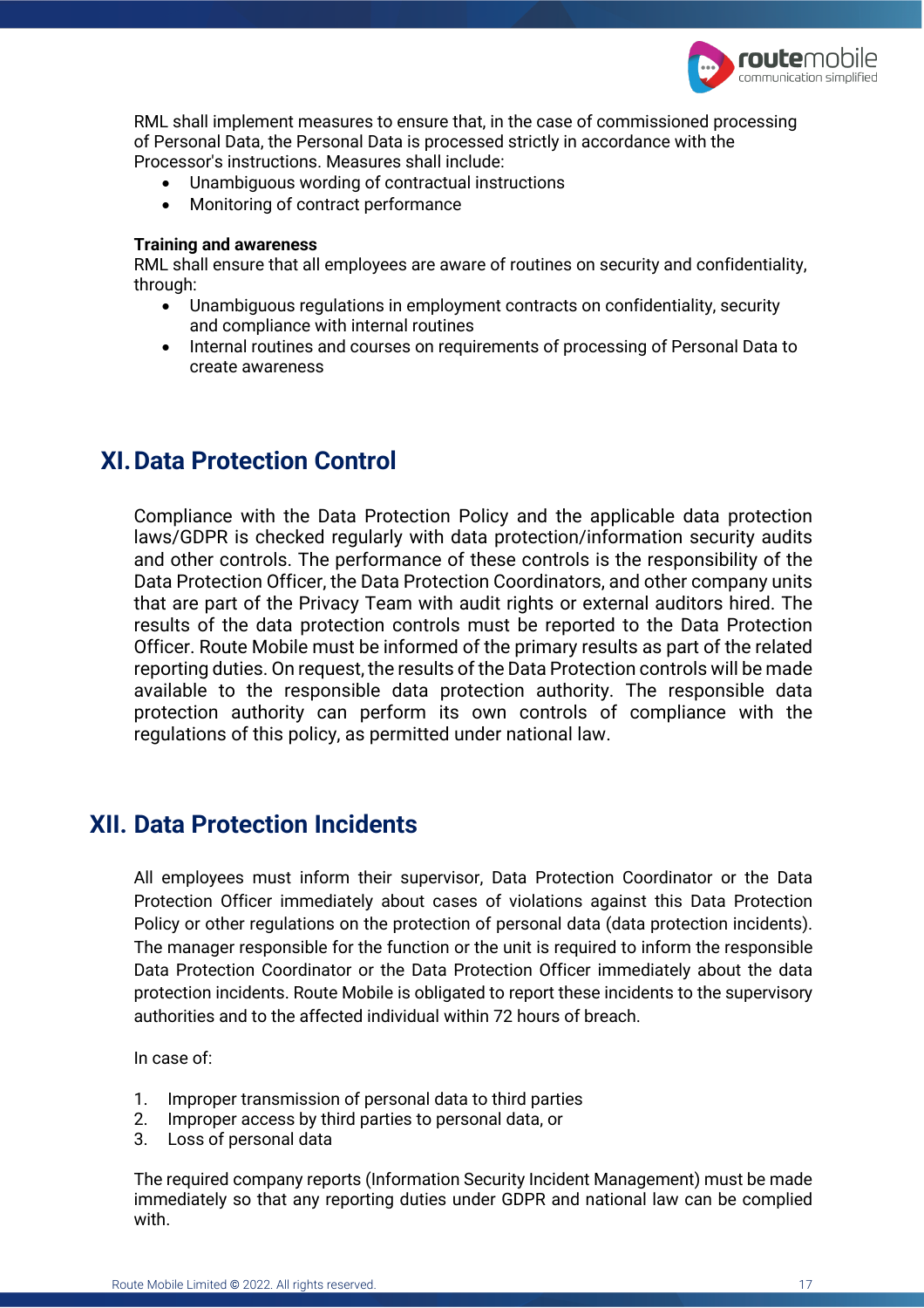RML shall implement measures to ensure that, in the case of commissioned processing of Personal Data, the Personal Data is processed strictly in accordance with the Processor's instructions. Measures shall include:

- Unambiguous wording of contractual instructions
- Monitoring of contract performance

**Training and awareness**

RML shall ensure that all employees are aware of routines on security and confidentiality, through:

- Unambiguous regulations in employment contracts on confidentiality, security and compliance with internal routines
- Internal routines and courses on requirements of processing of Personal Data to create awareness

## XI. Data Protection Control

Compliance with the Data Protection Policy and the applicable data protection laws/GDPR is checked regularly with data protection/information security audits and other controls. The performance of these controls is the responsibility of the Data Protection Officer, the Data Protection Coordinators, and other company units that are part of the Privacy Team with audit rights or external auditors hired. The results of the data protection controls must be reported to the Data Protection Officer. Route Mobile must be informed of the primary results as part of the related reporting duties. On request, the results of the Data Protection controls will be made available to the responsible data protection authority. The responsible data protection authority can perform its own controls of compliance with the regulations of this policy, as permitted under national law.

## XII. Data Protection Incidents

All employees must inform their supervisor, Data Protection Coordinator or the Data Protection Officer immediately about cases of violations against this Data Protection Policy or other regulations on the protection of personal data (data protection incidents). The manager responsible for the function or the unit is required to inform the responsible Data Protection Coordinator or the Data Protection Officer immediately about the data protection incidents. Route Mobile is obligated to report these incidents to the supervisory authorities and to the affected individual within 72 hours of breach.

In case of:

1. Improper transmission of personal data to third parties
2. Improper access by third parties to personal data, or
3. Loss of personal data

The required company reports (Information Security Incident Management) must be made immediately so that any reporting duties under GDPR and national law can be complied with.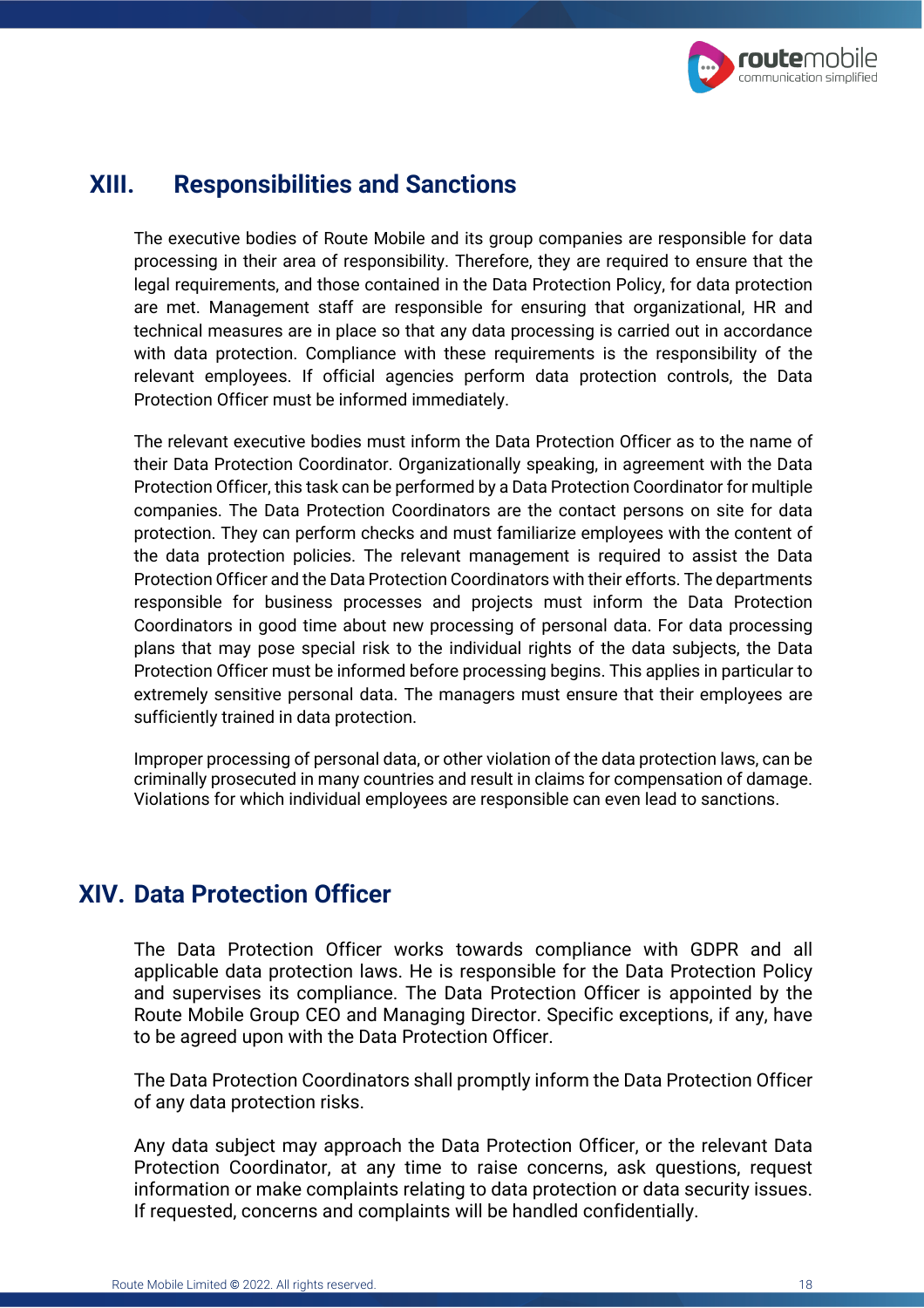## XIII. Responsibilities and Sanctions

The executive bodies of Route Mobile and its group companies are responsible for data processing in their area of responsibility. Therefore, they are required to ensure that the legal requirements, and those contained in the Data Protection Policy, for data protection are met. Management staff are responsible for ensuring that organizational, HR and technical measures are in place so that any data processing is carried out in accordance with data protection. Compliance with these requirements is the responsibility of the relevant employees. If official agencies perform data protection controls, the Data Protection Officer must be informed immediately.

The relevant executive bodies must inform the Data Protection Officer as to the name of their Data Protection Coordinator. Organizationally speaking, in agreement with the Data Protection Officer, this task can be performed by a Data Protection Coordinator for multiple companies. The Data Protection Coordinators are the contact persons on site for data protection. They can perform checks and must familiarize employees with the content of the data protection policies. The relevant management is required to assist the Data Protection Officer and the Data Protection Coordinators with their efforts. The departments responsible for business processes and projects must inform the Data Protection Coordinators in good time about new processing of personal data. For data processing plans that may pose special risk to the individual rights of the data subjects, the Data Protection Officer must be informed before processing begins. This applies in particular to extremely sensitive personal data. The managers must ensure that their employees are sufficiently trained in data protection.

Improper processing of personal data, or other violation of the data protection laws, can be criminally prosecuted in many countries and result in claims for compensation of damage. Violations for which individual employees are responsible can even lead to sanctions.

## XIV. Data Protection Officer

The Data Protection Officer works towards compliance with GDPR and all applicable data protection laws. He is responsible for the Data Protection Policy and supervises its compliance. The Data Protection Officer is appointed by the Route Mobile Group CEO and Managing Director. Specific exceptions, if any, have to be agreed upon with the Data Protection Officer.

The Data Protection Coordinators shall promptly inform the Data Protection Officer of any data protection risks.

Any data subject may approach the Data Protection Officer, or the relevant Data Protection Coordinator, at any time to raise concerns, ask questions, request information or make complaints relating to data protection or data security issues. If requested, concerns and complaints will be handled confidentially.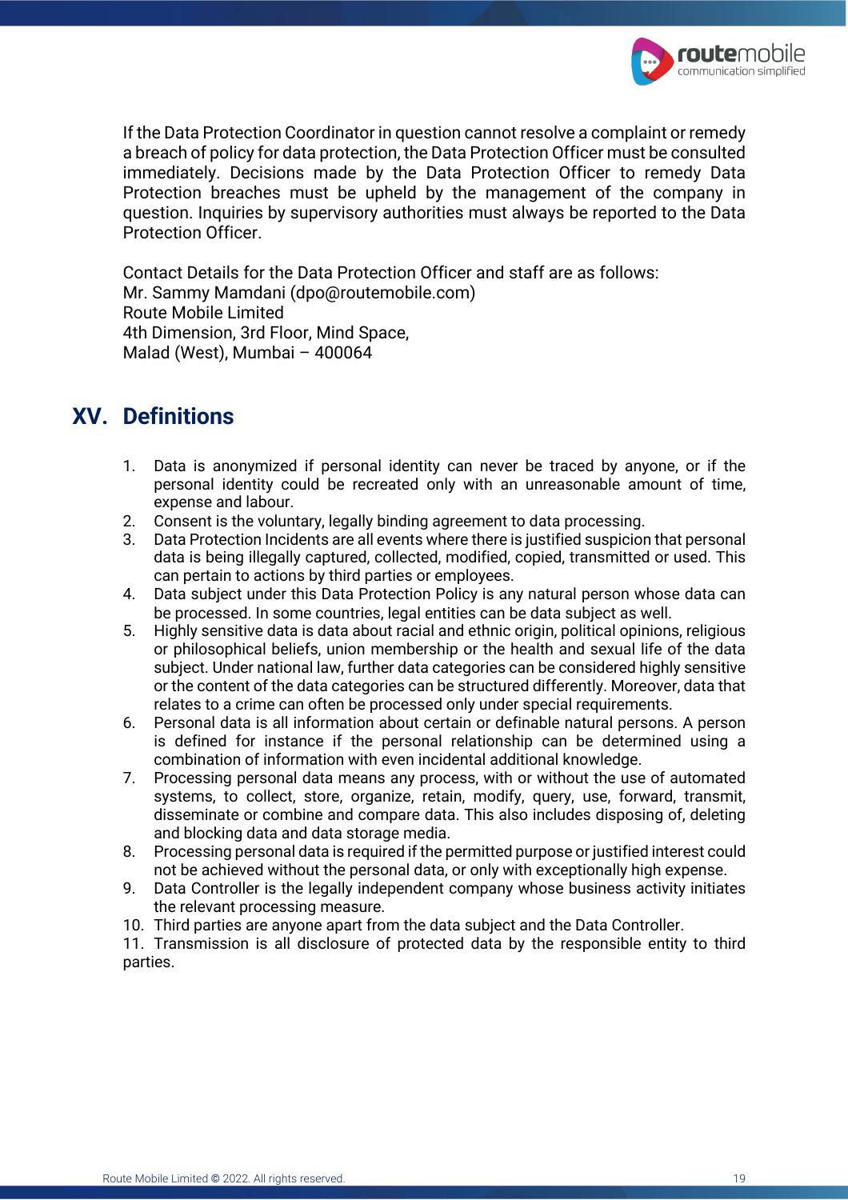If the Data Protection Coordinator in question cannot resolve a complaint or remedy a breach of policy for data protection, the Data Protection Officer must be consulted immediately. Decisions made by the Data Protection Officer to remedy Data Protection breaches must be upheld by the management of the company in question. Inquiries by supervisory authorities must always be reported to the Data Protection Officer.

Contact Details for the Data Protection Officer and staff are as follows:
Mr. Sammy Mamdani (dpo@routemobile.com)
Route Mobile Limited
4th Dimension, 3rd Floor, Mind Space,
Malad (West), Mumbai – 400064

## XV. Definitions

1. Data is anonymized if personal identity can never be traced by anyone, or if the personal identity could be recreated only with an unreasonable amount of time, expense and labour.
2. Consent is the voluntary, legally binding agreement to data processing.
3. Data Protection Incidents are all events where there is justified suspicion that personal data is being illegally captured, collected, modified, copied, transmitted or used. This can pertain to actions by third parties or employees.
4. Data subject under this Data Protection Policy is any natural person whose data can be processed. In some countries, legal entities can be data subject as well.
5. Highly sensitive data is data about racial and ethnic origin, political opinions, religious or philosophical beliefs, union membership or the health and sexual life of the data subject. Under national law, further data categories can be considered highly sensitive or the content of the data categories can be structured differently. Moreover, data that relates to a crime can often be processed only under special requirements.
6. Personal data is all information about certain or definable natural persons. A person is defined for instance if the personal relationship can be determined using a combination of information with even incidental additional knowledge.
7. Processing personal data means any process, with or without the use of automated systems, to collect, store, organize, retain, modify, query, use, forward, transmit, disseminate or combine and compare data. This also includes disposing of, deleting and blocking data and data storage media.
8. Processing personal data is required if the permitted purpose or justified interest could not be achieved without the personal data, or only with exceptionally high expense.
9. Data Controller is the legally independent company whose business activity initiates the relevant processing measure.
10. Third parties are anyone apart from the data subject and the Data Controller.
11. Transmission is all disclosure of protected data by the responsible entity to third parties.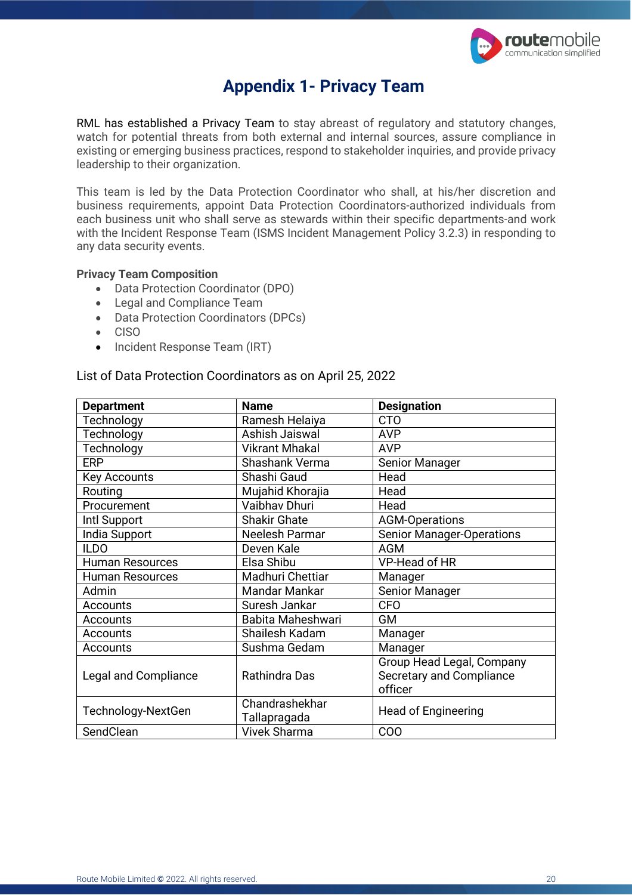# Appendix 1- Privacy Team

RML has established a Privacy Team to stay abreast of regulatory and statutory changes, watch for potential threats from both external and internal sources, assure compliance in existing or emerging business practices, respond to stakeholder inquiries, and provide privacy leadership to their organization.

This team is led by the Data Protection Coordinator who shall, at his/her discretion and business requirements, appoint Data Protection Coordinators-authorized individuals from each business unit who shall serve as stewards within their specific departments-and work with the Incident Response Team (ISMS Incident Management Policy 3.2.3) in responding to any data security events.

**Privacy Team Composition**

- Data Protection Coordinator (DPO)
- Legal and Compliance Team
- Data Protection Coordinators (DPCs)
- CISO
- Incident Response Team (IRT)

List of Data Protection Coordinators as on April 25, 2022

| Department | Name | Designation |
|---|---|---|
| Technology | Ramesh Helaiya | CTO |
| Technology | Ashish Jaiswal | AVP |
| Technology | Vikrant Mhakal | AVP |
| ERP | Shashank Verma | Senior Manager |
| Key Accounts | Shashi Gaud | Head |
| Routing | Mujahid Khorajia | Head |
| Procurement | Vaibhav Dhuri | Head |
| Intl Support | Shakir Ghate | AGM-Operations |
| India Support | Neelesh Parmar | Senior Manager-Operations |
| ILDO | Deven Kale | AGM |
| Human Resources | Elsa Shibu | VP-Head of HR |
| Human Resources | Madhuri Chettiar | Manager |
| Admin | Mandar Mankar | Senior Manager |
| Accounts | Suresh Jankar | CFO |
| Accounts | Babita Maheshwari | GM |
| Accounts | Shailesh Kadam | Manager |
| Accounts | Sushma Gedam | Manager |
| Legal and Compliance | Rathindra Das | Group Head Legal, Company Secretary and Compliance officer |
| Technology-NextGen | Chandrashekhar Tallapragada | Head of Engineering |
| SendClean | Vivek Sharma | COO |